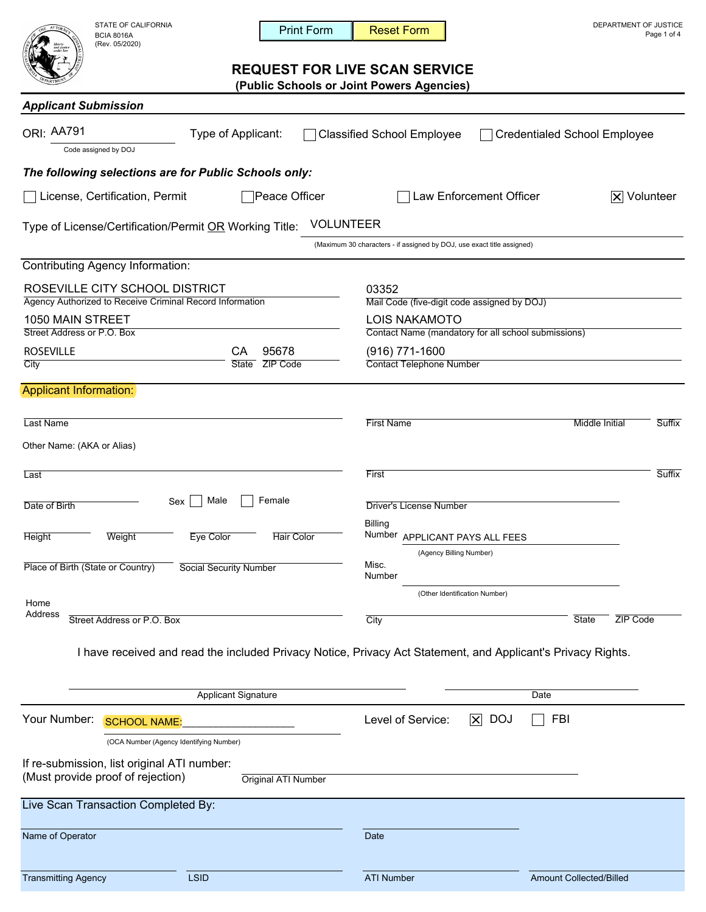STATE OF CALIFORNIA
BCIA 8016A
(Rev. 05/2020)

DEPARTMENT OF JUSTICE

Print Form | Reset Form

# REQUEST FOR LIVE SCAN SERVICE
## (Public Schools or Joint Powers Agencies)

### *Applicant Submission*

ORI: AA791
Code assigned by DOJ

Type of Applicant: ☐ Classified School Employee ☐ Credentialed School Employee

***The following selections are for Public Schools only:***

☐ License, Certification, Permit ☐ Peace Officer ☐ Law Enforcement Officer ☒ Volunteer

Type of License/Certification/Permit OR Working Title: VOLUNTEER
(Maximum 30 characters - if assigned by DOJ, use exact title assigned)

Contributing Agency Information:

| | |
|---|---|
| ROSEVILLE CITY SCHOOL DISTRICT<br>Agency Authorized to Receive Criminal Record Information | 03352<br>Mail Code (five-digit code assigned by DOJ) |
| 1050 MAIN STREET<br>Street Address or P.O. Box | LOIS NAKAMOTO<br>Contact Name (mandatory for all school submissions) |
| ROSEVILLE — City; CA — State; 95678 — ZIP Code | (916) 771-1600<br>Contact Telephone Number |

Applicant Information:

Last Name ______ First Name ______ Middle Initial ______ Suffix ______

Other Name: (AKA or Alias)

Last ______ First ______ Suffix ______

Date of Birth ______ Sex ☐ Male ☐ Female Driver's License Number ______

Height ______ Weight ______ Eye Color ______ Hair Color ______

Billing Number: APPLICANT PAYS ALL FEES
(Agency Billing Number)

Place of Birth (State or Country) ______ Social Security Number ______

Misc. Number ______
(Other Identification Number)

Home Address: Street Address or P.O. Box ______ City ______ State ______ ZIP Code ______

I have received and read the included Privacy Notice, Privacy Act Statement, and Applicant's Privacy Rights.

Applicant Signature ______ Date ______

Your Number: SCHOOL NAME:__________________
(OCA Number (Agency Identifying Number))

Level of Service: ☒ DOJ ☐ FBI

If re-submission, list original ATI number:
(Must provide proof of rejection)
Original ATI Number ______

Live Scan Transaction Completed By:

Name of Operator ______ Date ______

Transmitting Agency ______ LSID ______ ATI Number ______ Amount Collected/Billed ______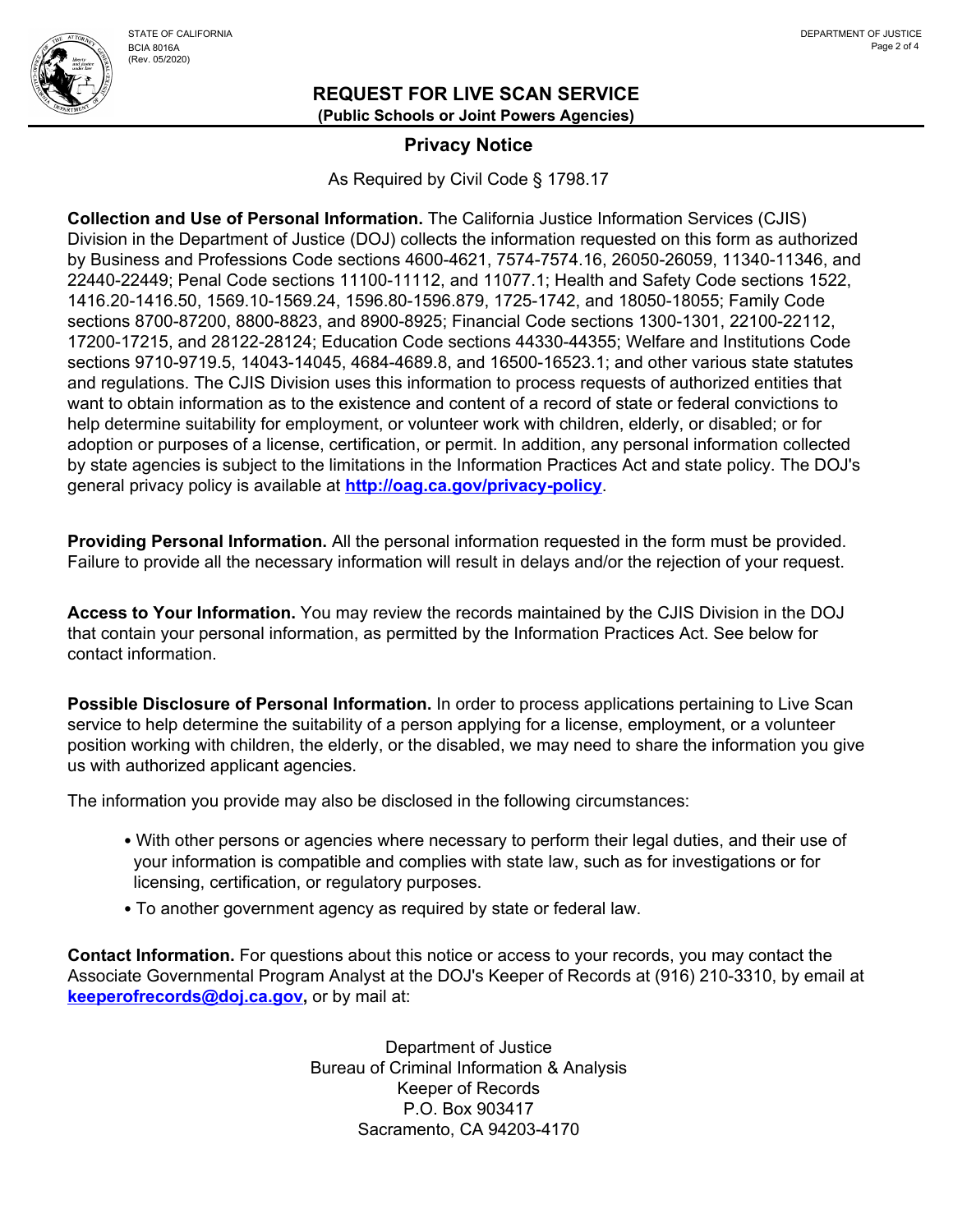STATE OF CALIFORNIA
BCIA 8016A
(Rev. 05/2020)

DEPARTMENT OF JUSTICE

# REQUEST FOR LIVE SCAN SERVICE

**(Public Schools or Joint Powers Agencies)**

## Privacy Notice

As Required by Civil Code § 1798.17

**Collection and Use of Personal Information.** The California Justice Information Services (CJIS) Division in the Department of Justice (DOJ) collects the information requested on this form as authorized by Business and Professions Code sections 4600-4621, 7574-7574.16, 26050-26059, 11340-11346, and 22440-22449; Penal Code sections 11100-11112, and 11077.1; Health and Safety Code sections 1522, 1416.20-1416.50, 1569.10-1569.24, 1596.80-1596.879, 1725-1742, and 18050-18055; Family Code sections 8700-87200, 8800-8823, and 8900-8925; Financial Code sections 1300-1301, 22100-22112, 17200-17215, and 28122-28124; Education Code sections 44330-44355; Welfare and Institutions Code sections 9710-9719.5, 14043-14045, 4684-4689.8, and 16500-16523.1; and other various state statutes and regulations. The CJIS Division uses this information to process requests of authorized entities that want to obtain information as to the existence and content of a record of state or federal convictions to help determine suitability for employment, or volunteer work with children, elderly, or disabled; or for adoption or purposes of a license, certification, or permit. In addition, any personal information collected by state agencies is subject to the limitations in the Information Practices Act and state policy. The DOJ's general privacy policy is available at **http://oag.ca.gov/privacy-policy**.

**Providing Personal Information.** All the personal information requested in the form must be provided. Failure to provide all the necessary information will result in delays and/or the rejection of your request.

**Access to Your Information.** You may review the records maintained by the CJIS Division in the DOJ that contain your personal information, as permitted by the Information Practices Act. See below for contact information.

**Possible Disclosure of Personal Information.** In order to process applications pertaining to Live Scan service to help determine the suitability of a person applying for a license, employment, or a volunteer position working with children, the elderly, or the disabled, we may need to share the information you give us with authorized applicant agencies.

The information you provide may also be disclosed in the following circumstances:

- With other persons or agencies where necessary to perform their legal duties, and their use of your information is compatible and complies with state law, such as for investigations or for licensing, certification, or regulatory purposes.
- To another government agency as required by state or federal law.

**Contact Information.** For questions about this notice or access to your records, you may contact the Associate Governmental Program Analyst at the DOJ's Keeper of Records at (916) 210-3310, by email at **keeperofrecords@doj.ca.gov,** or by mail at:

Department of Justice
Bureau of Criminal Information & Analysis
Keeper of Records
P.O. Box 903417
Sacramento, CA 94203-4170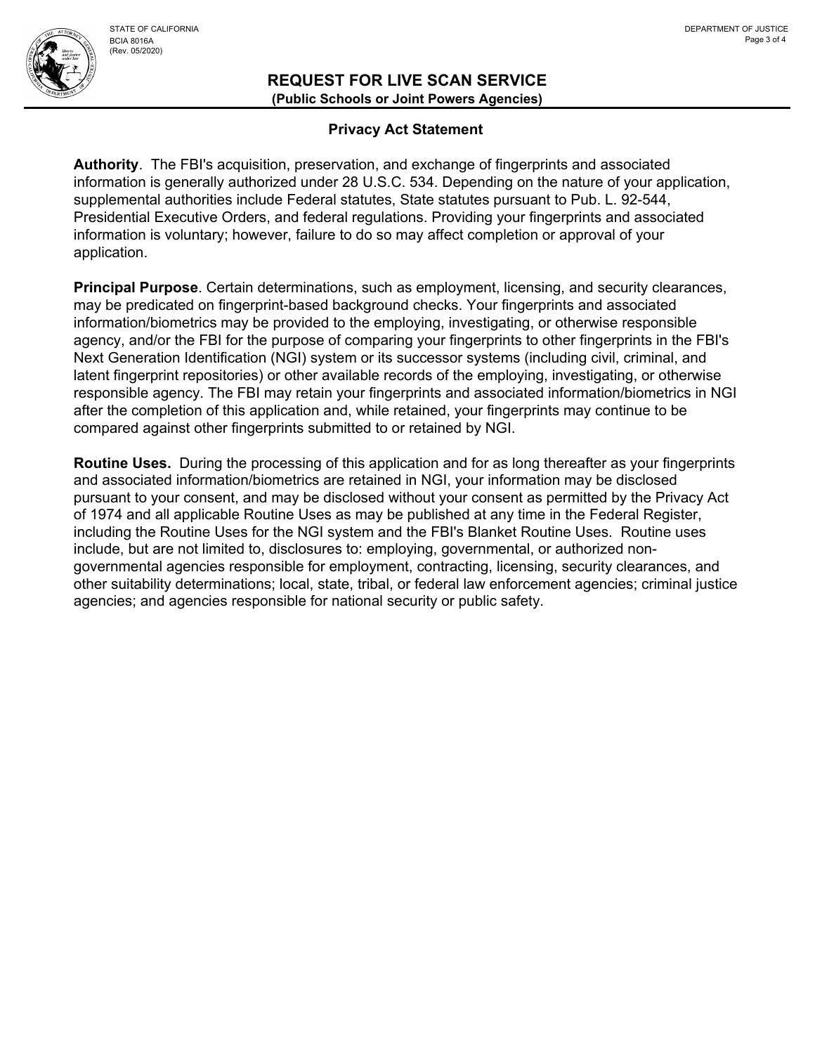STATE OF CALIFORNIA
BCIA 8016A
(Rev. 05/2020)

DEPARTMENT OF JUSTICE

# REQUEST FOR LIVE SCAN SERVICE

**(Public Schools or Joint Powers Agencies)**

## Privacy Act Statement

**Authority**. The FBI's acquisition, preservation, and exchange of fingerprints and associated information is generally authorized under 28 U.S.C. 534. Depending on the nature of your application, supplemental authorities include Federal statutes, State statutes pursuant to Pub. L. 92-544, Presidential Executive Orders, and federal regulations. Providing your fingerprints and associated information is voluntary; however, failure to do so may affect completion or approval of your application.

**Principal Purpose**. Certain determinations, such as employment, licensing, and security clearances, may be predicated on fingerprint-based background checks. Your fingerprints and associated information/biometrics may be provided to the employing, investigating, or otherwise responsible agency, and/or the FBI for the purpose of comparing your fingerprints to other fingerprints in the FBI's Next Generation Identification (NGI) system or its successor systems (including civil, criminal, and latent fingerprint repositories) or other available records of the employing, investigating, or otherwise responsible agency. The FBI may retain your fingerprints and associated information/biometrics in NGI after the completion of this application and, while retained, your fingerprints may continue to be compared against other fingerprints submitted to or retained by NGI.

**Routine Uses.** During the processing of this application and for as long thereafter as your fingerprints and associated information/biometrics are retained in NGI, your information may be disclosed pursuant to your consent, and may be disclosed without your consent as permitted by the Privacy Act of 1974 and all applicable Routine Uses as may be published at any time in the Federal Register, including the Routine Uses for the NGI system and the FBI's Blanket Routine Uses. Routine uses include, but are not limited to, disclosures to: employing, governmental, or authorized non-governmental agencies responsible for employment, contracting, licensing, security clearances, and other suitability determinations; local, state, tribal, or federal law enforcement agencies; criminal justice agencies; and agencies responsible for national security or public safety.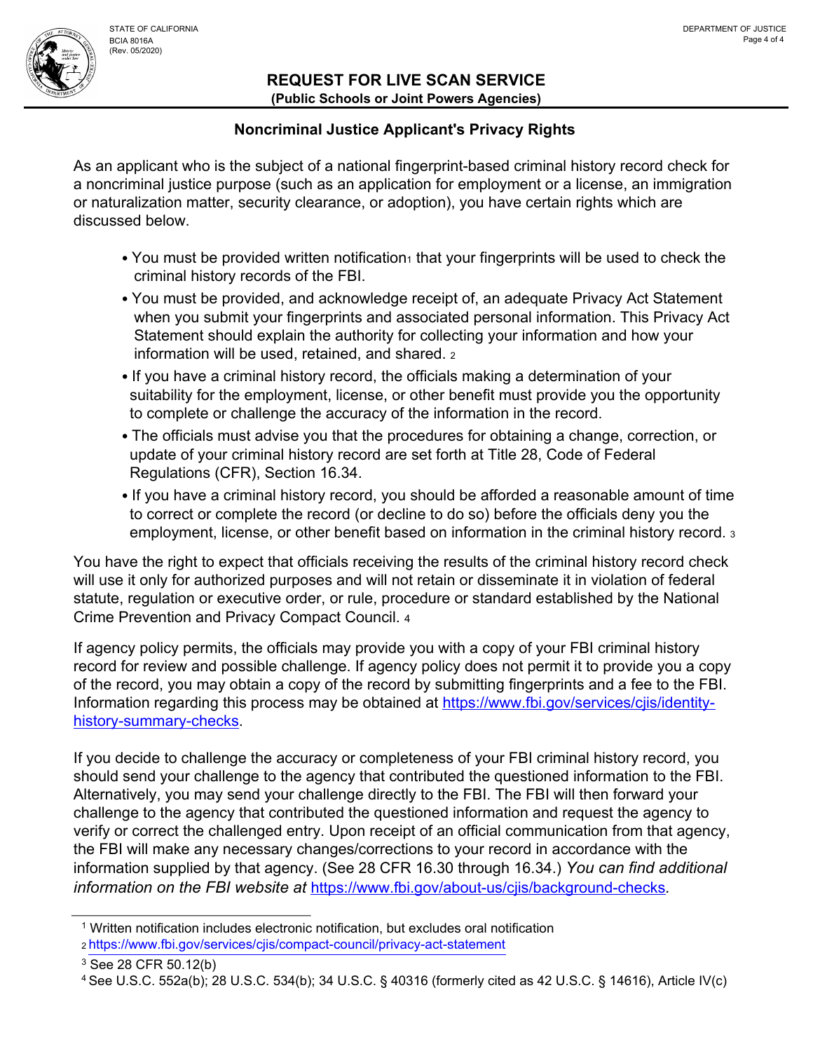STATE OF CALIFORNIA
BCIA 8016A
(Rev. 05/2020)

DEPARTMENT OF JUSTICE

## REQUEST FOR LIVE SCAN SERVICE

**(Public Schools or Joint Powers Agencies)**

### Noncriminal Justice Applicant's Privacy Rights

As an applicant who is the subject of a national fingerprint-based criminal history record check for a noncriminal justice purpose (such as an application for employment or a license, an immigration or naturalization matter, security clearance, or adoption), you have certain rights which are discussed below.

- You must be provided written notification[1] that your fingerprints will be used to check the criminal history records of the FBI.
- You must be provided, and acknowledge receipt of, an adequate Privacy Act Statement when you submit your fingerprints and associated personal information. This Privacy Act Statement should explain the authority for collecting your information and how your information will be used, retained, and shared. [2]
- If you have a criminal history record, the officials making a determination of your suitability for the employment, license, or other benefit must provide you the opportunity to complete or challenge the accuracy of the information in the record.
- The officials must advise you that the procedures for obtaining a change, correction, or update of your criminal history record are set forth at Title 28, Code of Federal Regulations (CFR), Section 16.34.
- If you have a criminal history record, you should be afforded a reasonable amount of time to correct or complete the record (or decline to do so) before the officials deny you the employment, license, or other benefit based on information in the criminal history record. [3]

You have the right to expect that officials receiving the results of the criminal history record check will use it only for authorized purposes and will not retain or disseminate it in violation of federal statute, regulation or executive order, or rule, procedure or standard established by the National Crime Prevention and Privacy Compact Council. [4]

If agency policy permits, the officials may provide you with a copy of your FBI criminal history record for review and possible challenge. If agency policy does not permit it to provide you a copy of the record, you may obtain a copy of the record by submitting fingerprints and a fee to the FBI. Information regarding this process may be obtained at https://www.fbi.gov/services/cjis/identity-history-summary-checks.

If you decide to challenge the accuracy or completeness of your FBI criminal history record, you should send your challenge to the agency that contributed the questioned information to the FBI. Alternatively, you may send your challenge directly to the FBI. The FBI will then forward your challenge to the agency that contributed the questioned information and request the agency to verify or correct the challenged entry. Upon receipt of an official communication from that agency, the FBI will make any necessary changes/corrections to your record in accordance with the information supplied by that agency. (See 28 CFR 16.30 through 16.34.) *You can find additional information on the FBI website at https://www.fbi.gov/about-us/cjis/background-checks.*

---

[1] Written notification includes electronic notification, but excludes oral notification

[2] https://www.fbi.gov/services/cjis/compact-council/privacy-act-statement

[3] See 28 CFR 50.12(b)

[4] See U.S.C. 552a(b); 28 U.S.C. 534(b); 34 U.S.C. § 40316 (formerly cited as 42 U.S.C. § 14616), Article IV(c)